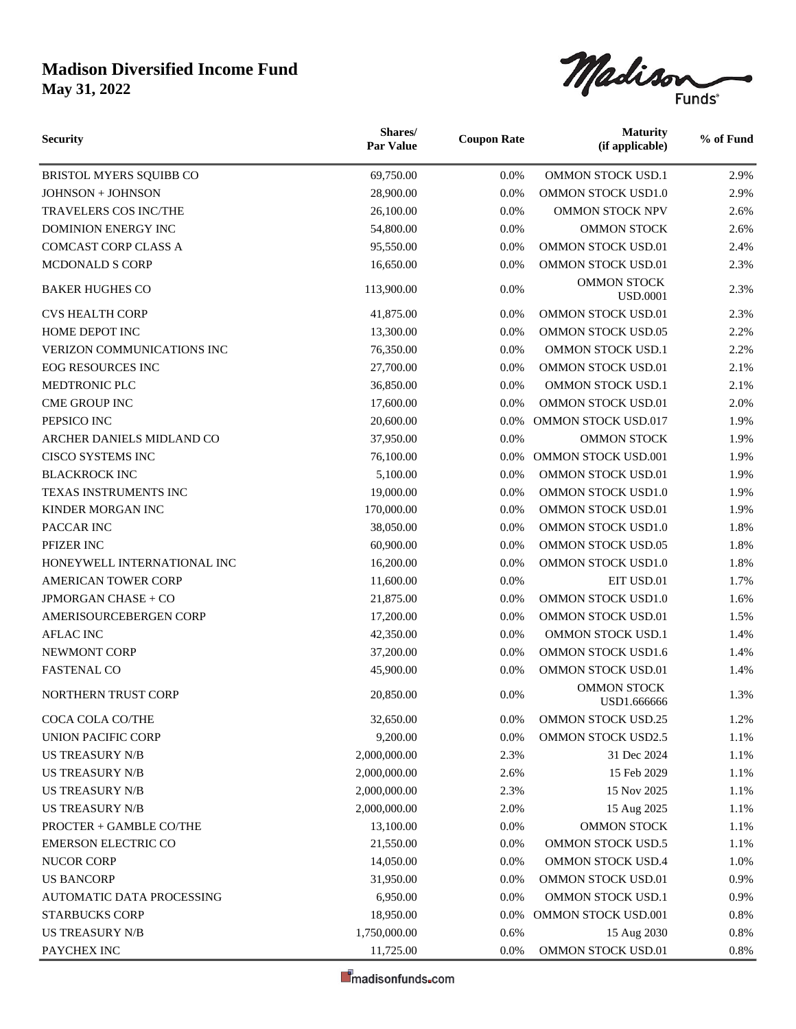# Madison Diversified Income Fund

**May 31, 2022**

| Security | Shares/ Par Value | Coupon Rate | Maturity (if applicable) | % of Fund |
|---|---|---|---|---|
| BRISTOL MYERS SQUIBB CO | 69,750.00 | 0.0% | OMMON STOCK USD.1 | 2.9% |
| JOHNSON + JOHNSON | 28,900.00 | 0.0% | OMMON STOCK USD1.0 | 2.9% |
| TRAVELERS COS INC/THE | 26,100.00 | 0.0% | OMMON STOCK NPV | 2.6% |
| DOMINION ENERGY INC | 54,800.00 | 0.0% | OMMON STOCK | 2.6% |
| COMCAST CORP CLASS A | 95,550.00 | 0.0% | OMMON STOCK USD.01 | 2.4% |
| MCDONALD S CORP | 16,650.00 | 0.0% | OMMON STOCK USD.01 | 2.3% |
| BAKER HUGHES CO | 113,900.00 | 0.0% | OMMON STOCK USD.0001 | 2.3% |
| CVS HEALTH CORP | 41,875.00 | 0.0% | OMMON STOCK USD.01 | 2.3% |
| HOME DEPOT INC | 13,300.00 | 0.0% | OMMON STOCK USD.05 | 2.2% |
| VERIZON COMMUNICATIONS INC | 76,350.00 | 0.0% | OMMON STOCK USD.1 | 2.2% |
| EOG RESOURCES INC | 27,700.00 | 0.0% | OMMON STOCK USD.01 | 2.1% |
| MEDTRONIC PLC | 36,850.00 | 0.0% | OMMON STOCK USD.1 | 2.1% |
| CME GROUP INC | 17,600.00 | 0.0% | OMMON STOCK USD.01 | 2.0% |
| PEPSICO INC | 20,600.00 | 0.0% | OMMON STOCK USD.017 | 1.9% |
| ARCHER DANIELS MIDLAND CO | 37,950.00 | 0.0% | OMMON STOCK | 1.9% |
| CISCO SYSTEMS INC | 76,100.00 | 0.0% | OMMON STOCK USD.001 | 1.9% |
| BLACKROCK INC | 5,100.00 | 0.0% | OMMON STOCK USD.01 | 1.9% |
| TEXAS INSTRUMENTS INC | 19,000.00 | 0.0% | OMMON STOCK USD1.0 | 1.9% |
| KINDER MORGAN INC | 170,000.00 | 0.0% | OMMON STOCK USD.01 | 1.9% |
| PACCAR INC | 38,050.00 | 0.0% | OMMON STOCK USD1.0 | 1.8% |
| PFIZER INC | 60,900.00 | 0.0% | OMMON STOCK USD.05 | 1.8% |
| HONEYWELL INTERNATIONAL INC | 16,200.00 | 0.0% | OMMON STOCK USD1.0 | 1.8% |
| AMERICAN TOWER CORP | 11,600.00 | 0.0% | EIT USD.01 | 1.7% |
| JPMORGAN CHASE + CO | 21,875.00 | 0.0% | OMMON STOCK USD1.0 | 1.6% |
| AMERISOURCEBERGEN CORP | 17,200.00 | 0.0% | OMMON STOCK USD.01 | 1.5% |
| AFLAC INC | 42,350.00 | 0.0% | OMMON STOCK USD.1 | 1.4% |
| NEWMONT CORP | 37,200.00 | 0.0% | OMMON STOCK USD1.6 | 1.4% |
| FASTENAL CO | 45,900.00 | 0.0% | OMMON STOCK USD.01 | 1.4% |
| NORTHERN TRUST CORP | 20,850.00 | 0.0% | OMMON STOCK USD1.666666 | 1.3% |
| COCA COLA CO/THE | 32,650.00 | 0.0% | OMMON STOCK USD.25 | 1.2% |
| UNION PACIFIC CORP | 9,200.00 | 0.0% | OMMON STOCK USD2.5 | 1.1% |
| US TREASURY N/B | 2,000,000.00 | 2.3% | 31 Dec 2024 | 1.1% |
| US TREASURY N/B | 2,000,000.00 | 2.6% | 15 Feb 2029 | 1.1% |
| US TREASURY N/B | 2,000,000.00 | 2.3% | 15 Nov 2025 | 1.1% |
| US TREASURY N/B | 2,000,000.00 | 2.0% | 15 Aug 2025 | 1.1% |
| PROCTER + GAMBLE CO/THE | 13,100.00 | 0.0% | OMMON STOCK | 1.1% |
| EMERSON ELECTRIC CO | 21,550.00 | 0.0% | OMMON STOCK USD.5 | 1.1% |
| NUCOR CORP | 14,050.00 | 0.0% | OMMON STOCK USD.4 | 1.0% |
| US BANCORP | 31,950.00 | 0.0% | OMMON STOCK USD.01 | 0.9% |
| AUTOMATIC DATA PROCESSING | 6,950.00 | 0.0% | OMMON STOCK USD.1 | 0.9% |
| STARBUCKS CORP | 18,950.00 | 0.0% | OMMON STOCK USD.001 | 0.8% |
| US TREASURY N/B | 1,750,000.00 | 0.6% | 15 Aug 2030 | 0.8% |
| PAYCHEX INC | 11,725.00 | 0.0% | OMMON STOCK USD.01 | 0.8% |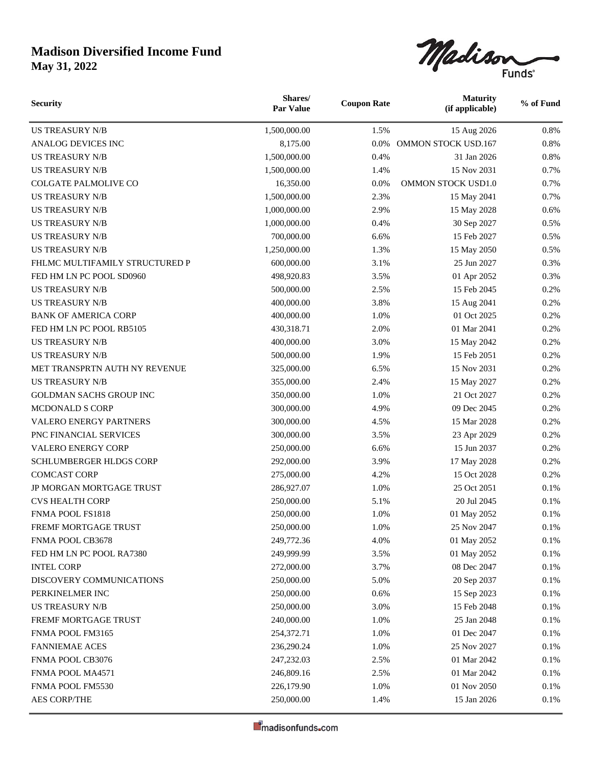# Madison Diversified Income Fund
**May 31, 2022**

| Security | Shares/ Par Value | Coupon Rate | Maturity (if applicable) | % of Fund |
|---|---|---|---|---|
| US TREASURY N/B | 1,500,000.00 | 1.5% | 15 Aug 2026 | 0.8% |
| ANALOG DEVICES INC | 8,175.00 | 0.0% | OMMON STOCK USD.167 | 0.8% |
| US TREASURY N/B | 1,500,000.00 | 0.4% | 31 Jan 2026 | 0.8% |
| US TREASURY N/B | 1,500,000.00 | 1.4% | 15 Nov 2031 | 0.7% |
| COLGATE PALMOLIVE CO | 16,350.00 | 0.0% | OMMON STOCK USD1.0 | 0.7% |
| US TREASURY N/B | 1,500,000.00 | 2.3% | 15 May 2041 | 0.7% |
| US TREASURY N/B | 1,000,000.00 | 2.9% | 15 May 2028 | 0.6% |
| US TREASURY N/B | 1,000,000.00 | 0.4% | 30 Sep 2027 | 0.5% |
| US TREASURY N/B | 700,000.00 | 6.6% | 15 Feb 2027 | 0.5% |
| US TREASURY N/B | 1,250,000.00 | 1.3% | 15 May 2050 | 0.5% |
| FHLMC MULTIFAMILY STRUCTURED P | 600,000.00 | 3.1% | 25 Jun 2027 | 0.3% |
| FED HM LN PC POOL SD0960 | 498,920.83 | 3.5% | 01 Apr 2052 | 0.3% |
| US TREASURY N/B | 500,000.00 | 2.5% | 15 Feb 2045 | 0.2% |
| US TREASURY N/B | 400,000.00 | 3.8% | 15 Aug 2041 | 0.2% |
| BANK OF AMERICA CORP | 400,000.00 | 1.0% | 01 Oct 2025 | 0.2% |
| FED HM LN PC POOL RB5105 | 430,318.71 | 2.0% | 01 Mar 2041 | 0.2% |
| US TREASURY N/B | 400,000.00 | 3.0% | 15 May 2042 | 0.2% |
| US TREASURY N/B | 500,000.00 | 1.9% | 15 Feb 2051 | 0.2% |
| MET TRANSPRTN AUTH NY REVENUE | 325,000.00 | 6.5% | 15 Nov 2031 | 0.2% |
| US TREASURY N/B | 355,000.00 | 2.4% | 15 May 2027 | 0.2% |
| GOLDMAN SACHS GROUP INC | 350,000.00 | 1.0% | 21 Oct 2027 | 0.2% |
| MCDONALD S CORP | 300,000.00 | 4.9% | 09 Dec 2045 | 0.2% |
| VALERO ENERGY PARTNERS | 300,000.00 | 4.5% | 15 Mar 2028 | 0.2% |
| PNC FINANCIAL SERVICES | 300,000.00 | 3.5% | 23 Apr 2029 | 0.2% |
| VALERO ENERGY CORP | 250,000.00 | 6.6% | 15 Jun 2037 | 0.2% |
| SCHLUMBERGER HLDGS CORP | 292,000.00 | 3.9% | 17 May 2028 | 0.2% |
| COMCAST CORP | 275,000.00 | 4.2% | 15 Oct 2028 | 0.2% |
| JP MORGAN MORTGAGE TRUST | 286,927.07 | 1.0% | 25 Oct 2051 | 0.1% |
| CVS HEALTH CORP | 250,000.00 | 5.1% | 20 Jul 2045 | 0.1% |
| FNMA POOL FS1818 | 250,000.00 | 1.0% | 01 May 2052 | 0.1% |
| FREMF MORTGAGE TRUST | 250,000.00 | 1.0% | 25 Nov 2047 | 0.1% |
| FNMA POOL CB3678 | 249,772.36 | 4.0% | 01 May 2052 | 0.1% |
| FED HM LN PC POOL RA7380 | 249,999.99 | 3.5% | 01 May 2052 | 0.1% |
| INTEL CORP | 272,000.00 | 3.7% | 08 Dec 2047 | 0.1% |
| DISCOVERY COMMUNICATIONS | 250,000.00 | 5.0% | 20 Sep 2037 | 0.1% |
| PERKINELMER INC | 250,000.00 | 0.6% | 15 Sep 2023 | 0.1% |
| US TREASURY N/B | 250,000.00 | 3.0% | 15 Feb 2048 | 0.1% |
| FREMF MORTGAGE TRUST | 240,000.00 | 1.0% | 25 Jan 2048 | 0.1% |
| FNMA POOL FM3165 | 254,372.71 | 1.0% | 01 Dec 2047 | 0.1% |
| FANNIEMAE ACES | 236,290.24 | 1.0% | 25 Nov 2027 | 0.1% |
| FNMA POOL CB3076 | 247,232.03 | 2.5% | 01 Mar 2042 | 0.1% |
| FNMA POOL MA4571 | 246,809.16 | 2.5% | 01 Mar 2042 | 0.1% |
| FNMA POOL FM5530 | 226,179.90 | 1.0% | 01 Nov 2050 | 0.1% |
| AES CORP/THE | 250,000.00 | 1.4% | 15 Jan 2026 | 0.1% |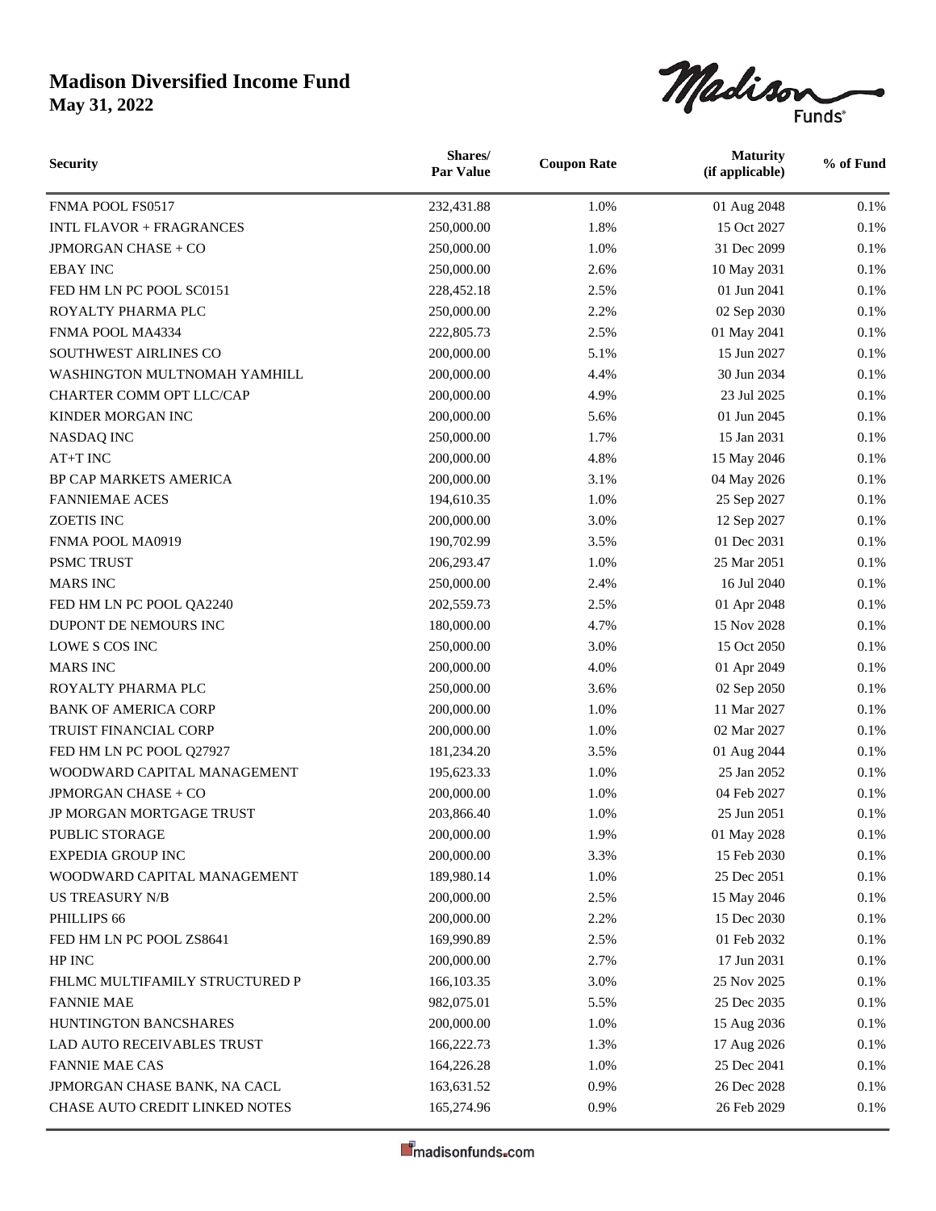# Madison Diversified Income Fund
**May 31, 2022**

| Security | Shares/ Par Value | Coupon Rate | Maturity (if applicable) | % of Fund |
|---|---|---|---|---|
| FNMA POOL FS0517 | 232,431.88 | 1.0% | 01 Aug 2048 | 0.1% |
| INTL FLAVOR + FRAGRANCES | 250,000.00 | 1.8% | 15 Oct 2027 | 0.1% |
| JPMORGAN CHASE + CO | 250,000.00 | 1.0% | 31 Dec 2099 | 0.1% |
| EBAY INC | 250,000.00 | 2.6% | 10 May 2031 | 0.1% |
| FED HM LN PC POOL SC0151 | 228,452.18 | 2.5% | 01 Jun 2041 | 0.1% |
| ROYALTY PHARMA PLC | 250,000.00 | 2.2% | 02 Sep 2030 | 0.1% |
| FNMA POOL MA4334 | 222,805.73 | 2.5% | 01 May 2041 | 0.1% |
| SOUTHWEST AIRLINES CO | 200,000.00 | 5.1% | 15 Jun 2027 | 0.1% |
| WASHINGTON MULTNOMAH YAMHILL | 200,000.00 | 4.4% | 30 Jun 2034 | 0.1% |
| CHARTER COMM OPT LLC/CAP | 200,000.00 | 4.9% | 23 Jul 2025 | 0.1% |
| KINDER MORGAN INC | 200,000.00 | 5.6% | 01 Jun 2045 | 0.1% |
| NASDAQ INC | 250,000.00 | 1.7% | 15 Jan 2031 | 0.1% |
| AT+T INC | 200,000.00 | 4.8% | 15 May 2046 | 0.1% |
| BP CAP MARKETS AMERICA | 200,000.00 | 3.1% | 04 May 2026 | 0.1% |
| FANNIEMAE ACES | 194,610.35 | 1.0% | 25 Sep 2027 | 0.1% |
| ZOETIS INC | 200,000.00 | 3.0% | 12 Sep 2027 | 0.1% |
| FNMA POOL MA0919 | 190,702.99 | 3.5% | 01 Dec 2031 | 0.1% |
| PSMC TRUST | 206,293.47 | 1.0% | 25 Mar 2051 | 0.1% |
| MARS INC | 250,000.00 | 2.4% | 16 Jul 2040 | 0.1% |
| FED HM LN PC POOL QA2240 | 202,559.73 | 2.5% | 01 Apr 2048 | 0.1% |
| DUPONT DE NEMOURS INC | 180,000.00 | 4.7% | 15 Nov 2028 | 0.1% |
| LOWE S COS INC | 250,000.00 | 3.0% | 15 Oct 2050 | 0.1% |
| MARS INC | 200,000.00 | 4.0% | 01 Apr 2049 | 0.1% |
| ROYALTY PHARMA PLC | 250,000.00 | 3.6% | 02 Sep 2050 | 0.1% |
| BANK OF AMERICA CORP | 200,000.00 | 1.0% | 11 Mar 2027 | 0.1% |
| TRUIST FINANCIAL CORP | 200,000.00 | 1.0% | 02 Mar 2027 | 0.1% |
| FED HM LN PC POOL Q27927 | 181,234.20 | 3.5% | 01 Aug 2044 | 0.1% |
| WOODWARD CAPITAL MANAGEMENT | 195,623.33 | 1.0% | 25 Jan 2052 | 0.1% |
| JPMORGAN CHASE + CO | 200,000.00 | 1.0% | 04 Feb 2027 | 0.1% |
| JP MORGAN MORTGAGE TRUST | 203,866.40 | 1.0% | 25 Jun 2051 | 0.1% |
| PUBLIC STORAGE | 200,000.00 | 1.9% | 01 May 2028 | 0.1% |
| EXPEDIA GROUP INC | 200,000.00 | 3.3% | 15 Feb 2030 | 0.1% |
| WOODWARD CAPITAL MANAGEMENT | 189,980.14 | 1.0% | 25 Dec 2051 | 0.1% |
| US TREASURY N/B | 200,000.00 | 2.5% | 15 May 2046 | 0.1% |
| PHILLIPS 66 | 200,000.00 | 2.2% | 15 Dec 2030 | 0.1% |
| FED HM LN PC POOL ZS8641 | 169,990.89 | 2.5% | 01 Feb 2032 | 0.1% |
| HP INC | 200,000.00 | 2.7% | 17 Jun 2031 | 0.1% |
| FHLMC MULTIFAMILY STRUCTURED P | 166,103.35 | 3.0% | 25 Nov 2025 | 0.1% |
| FANNIE MAE | 982,075.01 | 5.5% | 25 Dec 2035 | 0.1% |
| HUNTINGTON BANCSHARES | 200,000.00 | 1.0% | 15 Aug 2036 | 0.1% |
| LAD AUTO RECEIVABLES TRUST | 166,222.73 | 1.3% | 17 Aug 2026 | 0.1% |
| FANNIE MAE CAS | 164,226.28 | 1.0% | 25 Dec 2041 | 0.1% |
| JPMORGAN CHASE BANK, NA CACL | 163,631.52 | 0.9% | 26 Dec 2028 | 0.1% |
| CHASE AUTO CREDIT LINKED NOTES | 165,274.96 | 0.9% | 26 Feb 2029 | 0.1% |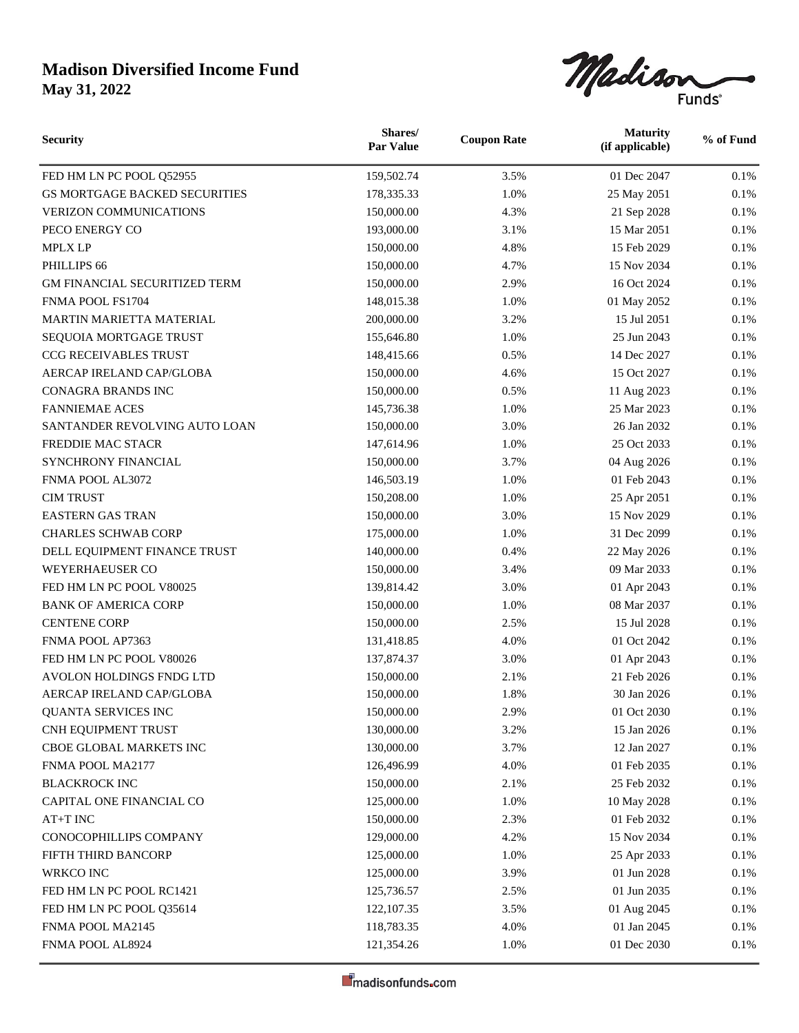# Madison Diversified Income Fund

**May 31, 2022**

| Security | Shares/ Par Value | Coupon Rate | Maturity (if applicable) | % of Fund |
|---|---|---|---|---|
| FED HM LN PC POOL Q52955 | 159,502.74 | 3.5% | 01 Dec 2047 | 0.1% |
| GS MORTGAGE BACKED SECURITIES | 178,335.33 | 1.0% | 25 May 2051 | 0.1% |
| VERIZON COMMUNICATIONS | 150,000.00 | 4.3% | 21 Sep 2028 | 0.1% |
| PECO ENERGY CO | 193,000.00 | 3.1% | 15 Mar 2051 | 0.1% |
| MPLX LP | 150,000.00 | 4.8% | 15 Feb 2029 | 0.1% |
| PHILLIPS 66 | 150,000.00 | 4.7% | 15 Nov 2034 | 0.1% |
| GM FINANCIAL SECURITIZED TERM | 150,000.00 | 2.9% | 16 Oct 2024 | 0.1% |
| FNMA POOL FS1704 | 148,015.38 | 1.0% | 01 May 2052 | 0.1% |
| MARTIN MARIETTA MATERIAL | 200,000.00 | 3.2% | 15 Jul 2051 | 0.1% |
| SEQUOIA MORTGAGE TRUST | 155,646.80 | 1.0% | 25 Jun 2043 | 0.1% |
| CCG RECEIVABLES TRUST | 148,415.66 | 0.5% | 14 Dec 2027 | 0.1% |
| AERCAP IRELAND CAP/GLOBA | 150,000.00 | 4.6% | 15 Oct 2027 | 0.1% |
| CONAGRA BRANDS INC | 150,000.00 | 0.5% | 11 Aug 2023 | 0.1% |
| FANNIEMAE ACES | 145,736.38 | 1.0% | 25 Mar 2023 | 0.1% |
| SANTANDER REVOLVING AUTO LOAN | 150,000.00 | 3.0% | 26 Jan 2032 | 0.1% |
| FREDDIE MAC STACR | 147,614.96 | 1.0% | 25 Oct 2033 | 0.1% |
| SYNCHRONY FINANCIAL | 150,000.00 | 3.7% | 04 Aug 2026 | 0.1% |
| FNMA POOL AL3072 | 146,503.19 | 1.0% | 01 Feb 2043 | 0.1% |
| CIM TRUST | 150,208.00 | 1.0% | 25 Apr 2051 | 0.1% |
| EASTERN GAS TRAN | 150,000.00 | 3.0% | 15 Nov 2029 | 0.1% |
| CHARLES SCHWAB CORP | 175,000.00 | 1.0% | 31 Dec 2099 | 0.1% |
| DELL EQUIPMENT FINANCE TRUST | 140,000.00 | 0.4% | 22 May 2026 | 0.1% |
| WEYERHAEUSER CO | 150,000.00 | 3.4% | 09 Mar 2033 | 0.1% |
| FED HM LN PC POOL V80025 | 139,814.42 | 3.0% | 01 Apr 2043 | 0.1% |
| BANK OF AMERICA CORP | 150,000.00 | 1.0% | 08 Mar 2037 | 0.1% |
| CENTENE CORP | 150,000.00 | 2.5% | 15 Jul 2028 | 0.1% |
| FNMA POOL AP7363 | 131,418.85 | 4.0% | 01 Oct 2042 | 0.1% |
| FED HM LN PC POOL V80026 | 137,874.37 | 3.0% | 01 Apr 2043 | 0.1% |
| AVOLON HOLDINGS FNDG LTD | 150,000.00 | 2.1% | 21 Feb 2026 | 0.1% |
| AERCAP IRELAND CAP/GLOBA | 150,000.00 | 1.8% | 30 Jan 2026 | 0.1% |
| QUANTA SERVICES INC | 150,000.00 | 2.9% | 01 Oct 2030 | 0.1% |
| CNH EQUIPMENT TRUST | 130,000.00 | 3.2% | 15 Jan 2026 | 0.1% |
| CBOE GLOBAL MARKETS INC | 130,000.00 | 3.7% | 12 Jan 2027 | 0.1% |
| FNMA POOL MA2177 | 126,496.99 | 4.0% | 01 Feb 2035 | 0.1% |
| BLACKROCK INC | 150,000.00 | 2.1% | 25 Feb 2032 | 0.1% |
| CAPITAL ONE FINANCIAL CO | 125,000.00 | 1.0% | 10 May 2028 | 0.1% |
| AT+T INC | 150,000.00 | 2.3% | 01 Feb 2032 | 0.1% |
| CONOCOPHILLIPS COMPANY | 129,000.00 | 4.2% | 15 Nov 2034 | 0.1% |
| FIFTH THIRD BANCORP | 125,000.00 | 1.0% | 25 Apr 2033 | 0.1% |
| WRKCO INC | 125,000.00 | 3.9% | 01 Jun 2028 | 0.1% |
| FED HM LN PC POOL RC1421 | 125,736.57 | 2.5% | 01 Jun 2035 | 0.1% |
| FED HM LN PC POOL Q35614 | 122,107.35 | 3.5% | 01 Aug 2045 | 0.1% |
| FNMA POOL MA2145 | 118,783.35 | 4.0% | 01 Jan 2045 | 0.1% |
| FNMA POOL AL8924 | 121,354.26 | 1.0% | 01 Dec 2030 | 0.1% |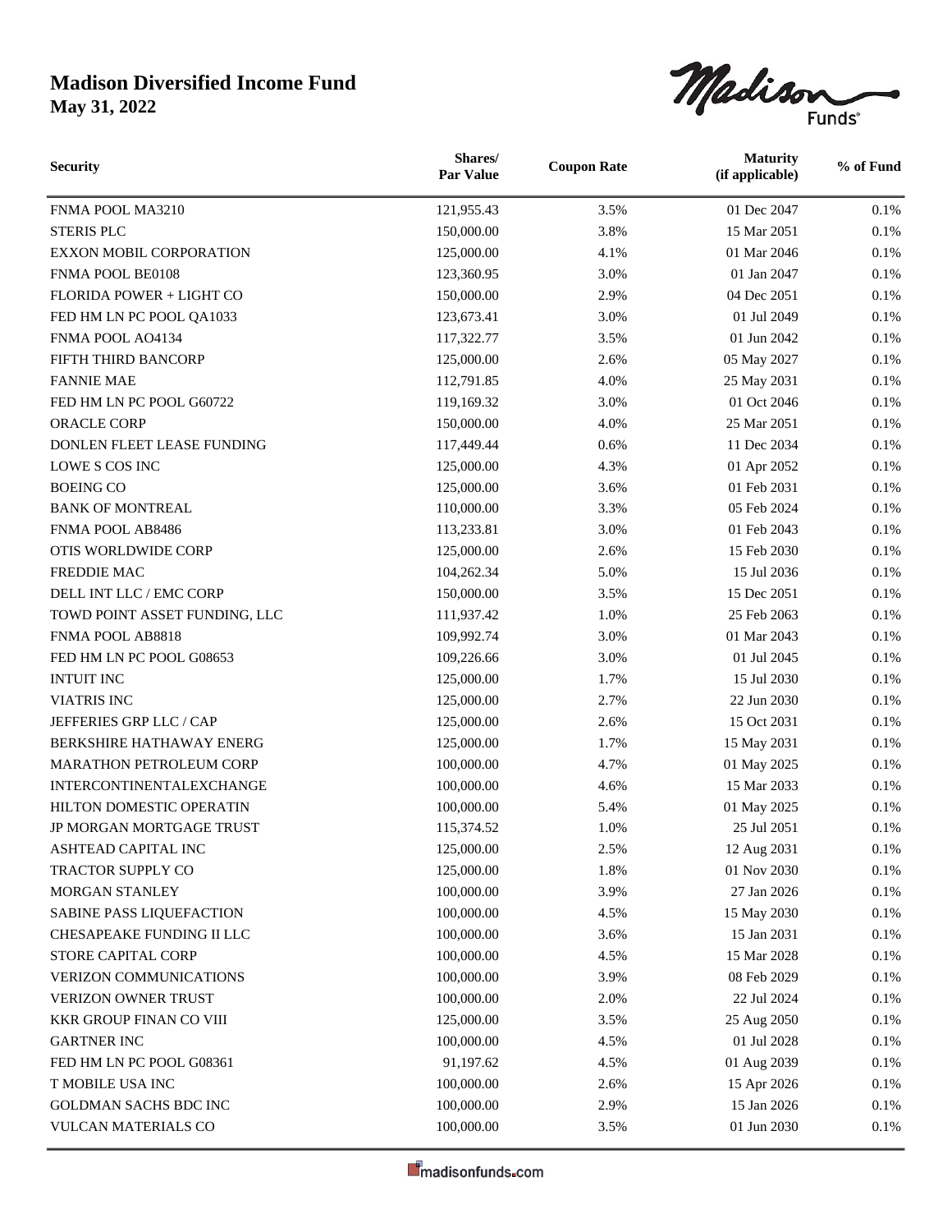# Madison Diversified Income Fund

**May 31, 2022**

| Security | Shares/ Par Value | Coupon Rate | Maturity (if applicable) | % of Fund |
|---|---|---|---|---|
| FNMA POOL MA3210 | 121,955.43 | 3.5% | 01 Dec 2047 | 0.1% |
| STERIS PLC | 150,000.00 | 3.8% | 15 Mar 2051 | 0.1% |
| EXXON MOBIL CORPORATION | 125,000.00 | 4.1% | 01 Mar 2046 | 0.1% |
| FNMA POOL BE0108 | 123,360.95 | 3.0% | 01 Jan 2047 | 0.1% |
| FLORIDA POWER + LIGHT CO | 150,000.00 | 2.9% | 04 Dec 2051 | 0.1% |
| FED HM LN PC POOL QA1033 | 123,673.41 | 3.0% | 01 Jul 2049 | 0.1% |
| FNMA POOL AO4134 | 117,322.77 | 3.5% | 01 Jun 2042 | 0.1% |
| FIFTH THIRD BANCORP | 125,000.00 | 2.6% | 05 May 2027 | 0.1% |
| FANNIE MAE | 112,791.85 | 4.0% | 25 May 2031 | 0.1% |
| FED HM LN PC POOL G60722 | 119,169.32 | 3.0% | 01 Oct 2046 | 0.1% |
| ORACLE CORP | 150,000.00 | 4.0% | 25 Mar 2051 | 0.1% |
| DONLEN FLEET LEASE FUNDING | 117,449.44 | 0.6% | 11 Dec 2034 | 0.1% |
| LOWE S COS INC | 125,000.00 | 4.3% | 01 Apr 2052 | 0.1% |
| BOEING CO | 125,000.00 | 3.6% | 01 Feb 2031 | 0.1% |
| BANK OF MONTREAL | 110,000.00 | 3.3% | 05 Feb 2024 | 0.1% |
| FNMA POOL AB8486 | 113,233.81 | 3.0% | 01 Feb 2043 | 0.1% |
| OTIS WORLDWIDE CORP | 125,000.00 | 2.6% | 15 Feb 2030 | 0.1% |
| FREDDIE MAC | 104,262.34 | 5.0% | 15 Jul 2036 | 0.1% |
| DELL INT LLC / EMC CORP | 150,000.00 | 3.5% | 15 Dec 2051 | 0.1% |
| TOWD POINT ASSET FUNDING, LLC | 111,937.42 | 1.0% | 25 Feb 2063 | 0.1% |
| FNMA POOL AB8818 | 109,992.74 | 3.0% | 01 Mar 2043 | 0.1% |
| FED HM LN PC POOL G08653 | 109,226.66 | 3.0% | 01 Jul 2045 | 0.1% |
| INTUIT INC | 125,000.00 | 1.7% | 15 Jul 2030 | 0.1% |
| VIATRIS INC | 125,000.00 | 2.7% | 22 Jun 2030 | 0.1% |
| JEFFERIES GRP LLC / CAP | 125,000.00 | 2.6% | 15 Oct 2031 | 0.1% |
| BERKSHIRE HATHAWAY ENERG | 125,000.00 | 1.7% | 15 May 2031 | 0.1% |
| MARATHON PETROLEUM CORP | 100,000.00 | 4.7% | 01 May 2025 | 0.1% |
| INTERCONTINENTALEXCHANGE | 100,000.00 | 4.6% | 15 Mar 2033 | 0.1% |
| HILTON DOMESTIC OPERATIN | 100,000.00 | 5.4% | 01 May 2025 | 0.1% |
| JP MORGAN MORTGAGE TRUST | 115,374.52 | 1.0% | 25 Jul 2051 | 0.1% |
| ASHTEAD CAPITAL INC | 125,000.00 | 2.5% | 12 Aug 2031 | 0.1% |
| TRACTOR SUPPLY CO | 125,000.00 | 1.8% | 01 Nov 2030 | 0.1% |
| MORGAN STANLEY | 100,000.00 | 3.9% | 27 Jan 2026 | 0.1% |
| SABINE PASS LIQUEFACTION | 100,000.00 | 4.5% | 15 May 2030 | 0.1% |
| CHESAPEAKE FUNDING II LLC | 100,000.00 | 3.6% | 15 Jan 2031 | 0.1% |
| STORE CAPITAL CORP | 100,000.00 | 4.5% | 15 Mar 2028 | 0.1% |
| VERIZON COMMUNICATIONS | 100,000.00 | 3.9% | 08 Feb 2029 | 0.1% |
| VERIZON OWNER TRUST | 100,000.00 | 2.0% | 22 Jul 2024 | 0.1% |
| KKR GROUP FINAN CO VIII | 125,000.00 | 3.5% | 25 Aug 2050 | 0.1% |
| GARTNER INC | 100,000.00 | 4.5% | 01 Jul 2028 | 0.1% |
| FED HM LN PC POOL G08361 | 91,197.62 | 4.5% | 01 Aug 2039 | 0.1% |
| T MOBILE USA INC | 100,000.00 | 2.6% | 15 Apr 2026 | 0.1% |
| GOLDMAN SACHS BDC INC | 100,000.00 | 2.9% | 15 Jan 2026 | 0.1% |
| VULCAN MATERIALS CO | 100,000.00 | 3.5% | 01 Jun 2030 | 0.1% |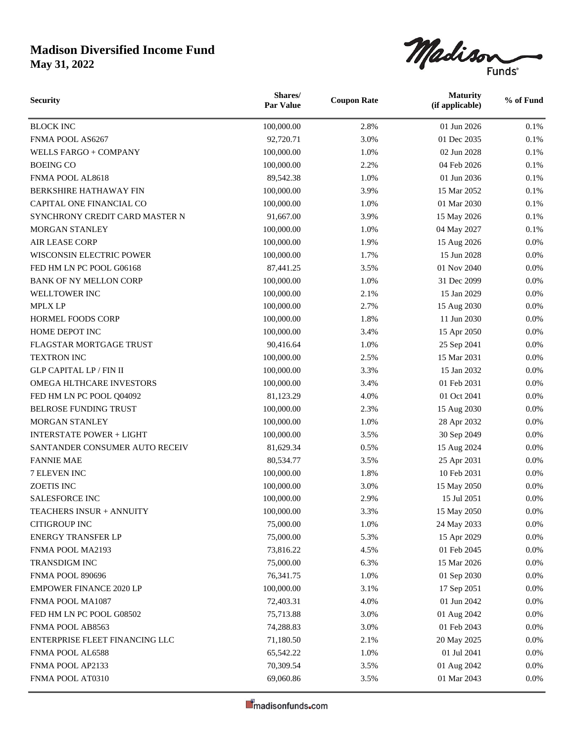# Madison Diversified Income Fund

**May 31, 2022**

| Security | Shares/ Par Value | Coupon Rate | Maturity (if applicable) | % of Fund |
|---|---|---|---|---|
| BLOCK INC | 100,000.00 | 2.8% | 01 Jun 2026 | 0.1% |
| FNMA POOL AS6267 | 92,720.71 | 3.0% | 01 Dec 2035 | 0.1% |
| WELLS FARGO + COMPANY | 100,000.00 | 1.0% | 02 Jun 2028 | 0.1% |
| BOEING CO | 100,000.00 | 2.2% | 04 Feb 2026 | 0.1% |
| FNMA POOL AL8618 | 89,542.38 | 1.0% | 01 Jun 2036 | 0.1% |
| BERKSHIRE HATHAWAY FIN | 100,000.00 | 3.9% | 15 Mar 2052 | 0.1% |
| CAPITAL ONE FINANCIAL CO | 100,000.00 | 1.0% | 01 Mar 2030 | 0.1% |
| SYNCHRONY CREDIT CARD MASTER N | 91,667.00 | 3.9% | 15 May 2026 | 0.1% |
| MORGAN STANLEY | 100,000.00 | 1.0% | 04 May 2027 | 0.1% |
| AIR LEASE CORP | 100,000.00 | 1.9% | 15 Aug 2026 | 0.0% |
| WISCONSIN ELECTRIC POWER | 100,000.00 | 1.7% | 15 Jun 2028 | 0.0% |
| FED HM LN PC POOL G06168 | 87,441.25 | 3.5% | 01 Nov 2040 | 0.0% |
| BANK OF NY MELLON CORP | 100,000.00 | 1.0% | 31 Dec 2099 | 0.0% |
| WELLTOWER INC | 100,000.00 | 2.1% | 15 Jan 2029 | 0.0% |
| MPLX LP | 100,000.00 | 2.7% | 15 Aug 2030 | 0.0% |
| HORMEL FOODS CORP | 100,000.00 | 1.8% | 11 Jun 2030 | 0.0% |
| HOME DEPOT INC | 100,000.00 | 3.4% | 15 Apr 2050 | 0.0% |
| FLAGSTAR MORTGAGE TRUST | 90,416.64 | 1.0% | 25 Sep 2041 | 0.0% |
| TEXTRON INC | 100,000.00 | 2.5% | 15 Mar 2031 | 0.0% |
| GLP CAPITAL LP / FIN II | 100,000.00 | 3.3% | 15 Jan 2032 | 0.0% |
| OMEGA HLTHCARE INVESTORS | 100,000.00 | 3.4% | 01 Feb 2031 | 0.0% |
| FED HM LN PC POOL Q04092 | 81,123.29 | 4.0% | 01 Oct 2041 | 0.0% |
| BELROSE FUNDING TRUST | 100,000.00 | 2.3% | 15 Aug 2030 | 0.0% |
| MORGAN STANLEY | 100,000.00 | 1.0% | 28 Apr 2032 | 0.0% |
| INTERSTATE POWER + LIGHT | 100,000.00 | 3.5% | 30 Sep 2049 | 0.0% |
| SANTANDER CONSUMER AUTO RECEIV | 81,629.34 | 0.5% | 15 Aug 2024 | 0.0% |
| FANNIE MAE | 80,534.77 | 3.5% | 25 Apr 2031 | 0.0% |
| 7 ELEVEN INC | 100,000.00 | 1.8% | 10 Feb 2031 | 0.0% |
| ZOETIS INC | 100,000.00 | 3.0% | 15 May 2050 | 0.0% |
| SALESFORCE INC | 100,000.00 | 2.9% | 15 Jul 2051 | 0.0% |
| TEACHERS INSUR + ANNUITY | 100,000.00 | 3.3% | 15 May 2050 | 0.0% |
| CITIGROUP INC | 75,000.00 | 1.0% | 24 May 2033 | 0.0% |
| ENERGY TRANSFER LP | 75,000.00 | 5.3% | 15 Apr 2029 | 0.0% |
| FNMA POOL MA2193 | 73,816.22 | 4.5% | 01 Feb 2045 | 0.0% |
| TRANSDIGM INC | 75,000.00 | 6.3% | 15 Mar 2026 | 0.0% |
| FNMA POOL 890696 | 76,341.75 | 1.0% | 01 Sep 2030 | 0.0% |
| EMPOWER FINANCE 2020 LP | 100,000.00 | 3.1% | 17 Sep 2051 | 0.0% |
| FNMA POOL MA1087 | 72,403.31 | 4.0% | 01 Jun 2042 | 0.0% |
| FED HM LN PC POOL G08502 | 75,713.88 | 3.0% | 01 Aug 2042 | 0.0% |
| FNMA POOL AB8563 | 74,288.83 | 3.0% | 01 Feb 2043 | 0.0% |
| ENTERPRISE FLEET FINANCING LLC | 71,180.50 | 2.1% | 20 May 2025 | 0.0% |
| FNMA POOL AL6588 | 65,542.22 | 1.0% | 01 Jul 2041 | 0.0% |
| FNMA POOL AP2133 | 70,309.54 | 3.5% | 01 Aug 2042 | 0.0% |
| FNMA POOL AT0310 | 69,060.86 | 3.5% | 01 Mar 2043 | 0.0% |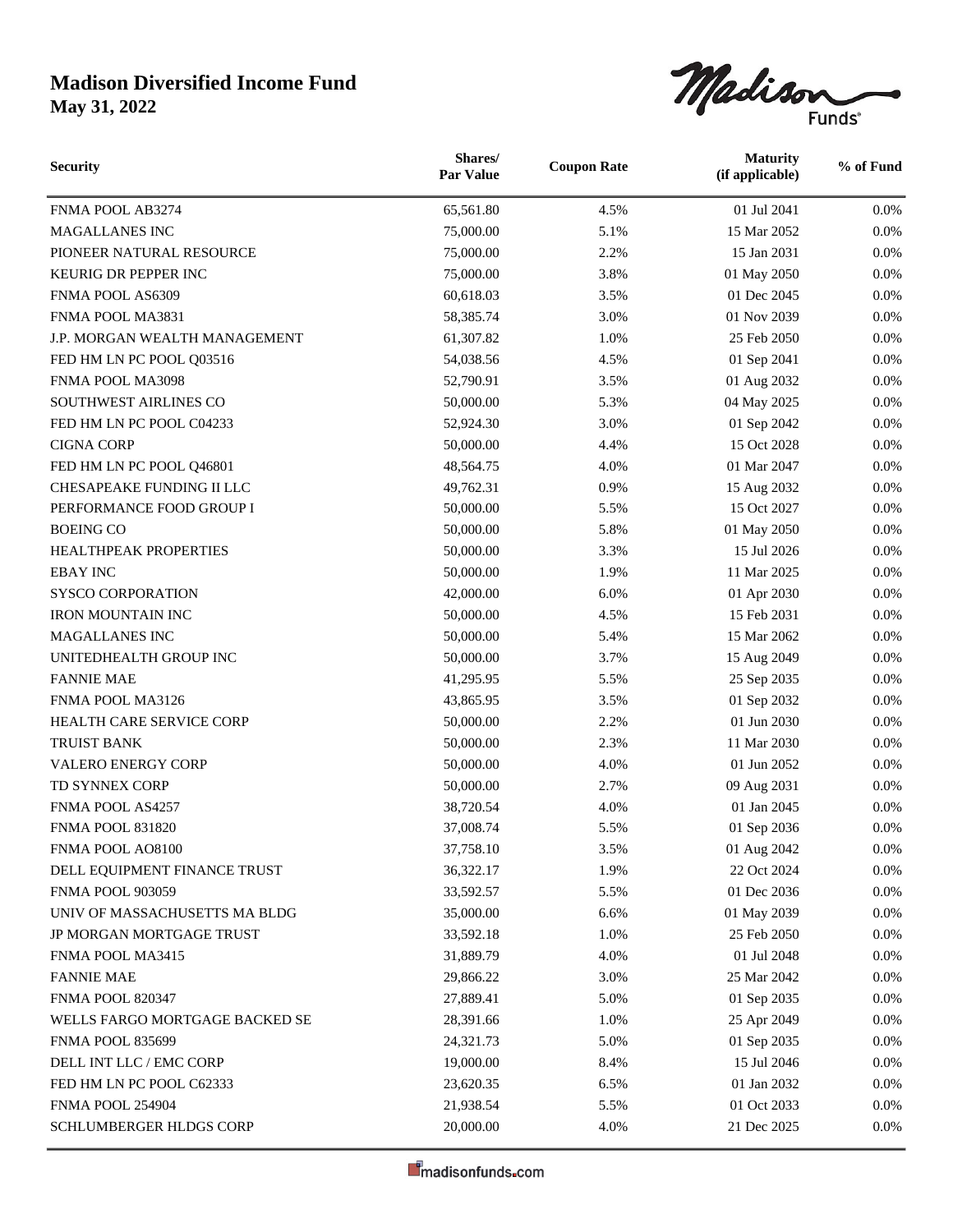# Madison Diversified Income Fund

**May 31, 2022**

| Security | Shares/ Par Value | Coupon Rate | Maturity (if applicable) | % of Fund |
|---|---|---|---|---|
| FNMA POOL AB3274 | 65,561.80 | 4.5% | 01 Jul 2041 | 0.0% |
| MAGALLANES INC | 75,000.00 | 5.1% | 15 Mar 2052 | 0.0% |
| PIONEER NATURAL RESOURCE | 75,000.00 | 2.2% | 15 Jan 2031 | 0.0% |
| KEURIG DR PEPPER INC | 75,000.00 | 3.8% | 01 May 2050 | 0.0% |
| FNMA POOL AS6309 | 60,618.03 | 3.5% | 01 Dec 2045 | 0.0% |
| FNMA POOL MA3831 | 58,385.74 | 3.0% | 01 Nov 2039 | 0.0% |
| J.P. MORGAN WEALTH MANAGEMENT | 61,307.82 | 1.0% | 25 Feb 2050 | 0.0% |
| FED HM LN PC POOL Q03516 | 54,038.56 | 4.5% | 01 Sep 2041 | 0.0% |
| FNMA POOL MA3098 | 52,790.91 | 3.5% | 01 Aug 2032 | 0.0% |
| SOUTHWEST AIRLINES CO | 50,000.00 | 5.3% | 04 May 2025 | 0.0% |
| FED HM LN PC POOL C04233 | 52,924.30 | 3.0% | 01 Sep 2042 | 0.0% |
| CIGNA CORP | 50,000.00 | 4.4% | 15 Oct 2028 | 0.0% |
| FED HM LN PC POOL Q46801 | 48,564.75 | 4.0% | 01 Mar 2047 | 0.0% |
| CHESAPEAKE FUNDING II LLC | 49,762.31 | 0.9% | 15 Aug 2032 | 0.0% |
| PERFORMANCE FOOD GROUP I | 50,000.00 | 5.5% | 15 Oct 2027 | 0.0% |
| BOEING CO | 50,000.00 | 5.8% | 01 May 2050 | 0.0% |
| HEALTHPEAK PROPERTIES | 50,000.00 | 3.3% | 15 Jul 2026 | 0.0% |
| EBAY INC | 50,000.00 | 1.9% | 11 Mar 2025 | 0.0% |
| SYSCO CORPORATION | 42,000.00 | 6.0% | 01 Apr 2030 | 0.0% |
| IRON MOUNTAIN INC | 50,000.00 | 4.5% | 15 Feb 2031 | 0.0% |
| MAGALLANES INC | 50,000.00 | 5.4% | 15 Mar 2062 | 0.0% |
| UNITEDHEALTH GROUP INC | 50,000.00 | 3.7% | 15 Aug 2049 | 0.0% |
| FANNIE MAE | 41,295.95 | 5.5% | 25 Sep 2035 | 0.0% |
| FNMA POOL MA3126 | 43,865.95 | 3.5% | 01 Sep 2032 | 0.0% |
| HEALTH CARE SERVICE CORP | 50,000.00 | 2.2% | 01 Jun 2030 | 0.0% |
| TRUIST BANK | 50,000.00 | 2.3% | 11 Mar 2030 | 0.0% |
| VALERO ENERGY CORP | 50,000.00 | 4.0% | 01 Jun 2052 | 0.0% |
| TD SYNNEX CORP | 50,000.00 | 2.7% | 09 Aug 2031 | 0.0% |
| FNMA POOL AS4257 | 38,720.54 | 4.0% | 01 Jan 2045 | 0.0% |
| FNMA POOL 831820 | 37,008.74 | 5.5% | 01 Sep 2036 | 0.0% |
| FNMA POOL AO8100 | 37,758.10 | 3.5% | 01 Aug 2042 | 0.0% |
| DELL EQUIPMENT FINANCE TRUST | 36,322.17 | 1.9% | 22 Oct 2024 | 0.0% |
| FNMA POOL 903059 | 33,592.57 | 5.5% | 01 Dec 2036 | 0.0% |
| UNIV OF MASSACHUSETTS MA BLDG | 35,000.00 | 6.6% | 01 May 2039 | 0.0% |
| JP MORGAN MORTGAGE TRUST | 33,592.18 | 1.0% | 25 Feb 2050 | 0.0% |
| FNMA POOL MA3415 | 31,889.79 | 4.0% | 01 Jul 2048 | 0.0% |
| FANNIE MAE | 29,866.22 | 3.0% | 25 Mar 2042 | 0.0% |
| FNMA POOL 820347 | 27,889.41 | 5.0% | 01 Sep 2035 | 0.0% |
| WELLS FARGO MORTGAGE BACKED SE | 28,391.66 | 1.0% | 25 Apr 2049 | 0.0% |
| FNMA POOL 835699 | 24,321.73 | 5.0% | 01 Sep 2035 | 0.0% |
| DELL INT LLC / EMC CORP | 19,000.00 | 8.4% | 15 Jul 2046 | 0.0% |
| FED HM LN PC POOL C62333 | 23,620.35 | 6.5% | 01 Jan 2032 | 0.0% |
| FNMA POOL 254904 | 21,938.54 | 5.5% | 01 Oct 2033 | 0.0% |
| SCHLUMBERGER HLDGS CORP | 20,000.00 | 4.0% | 21 Dec 2025 | 0.0% |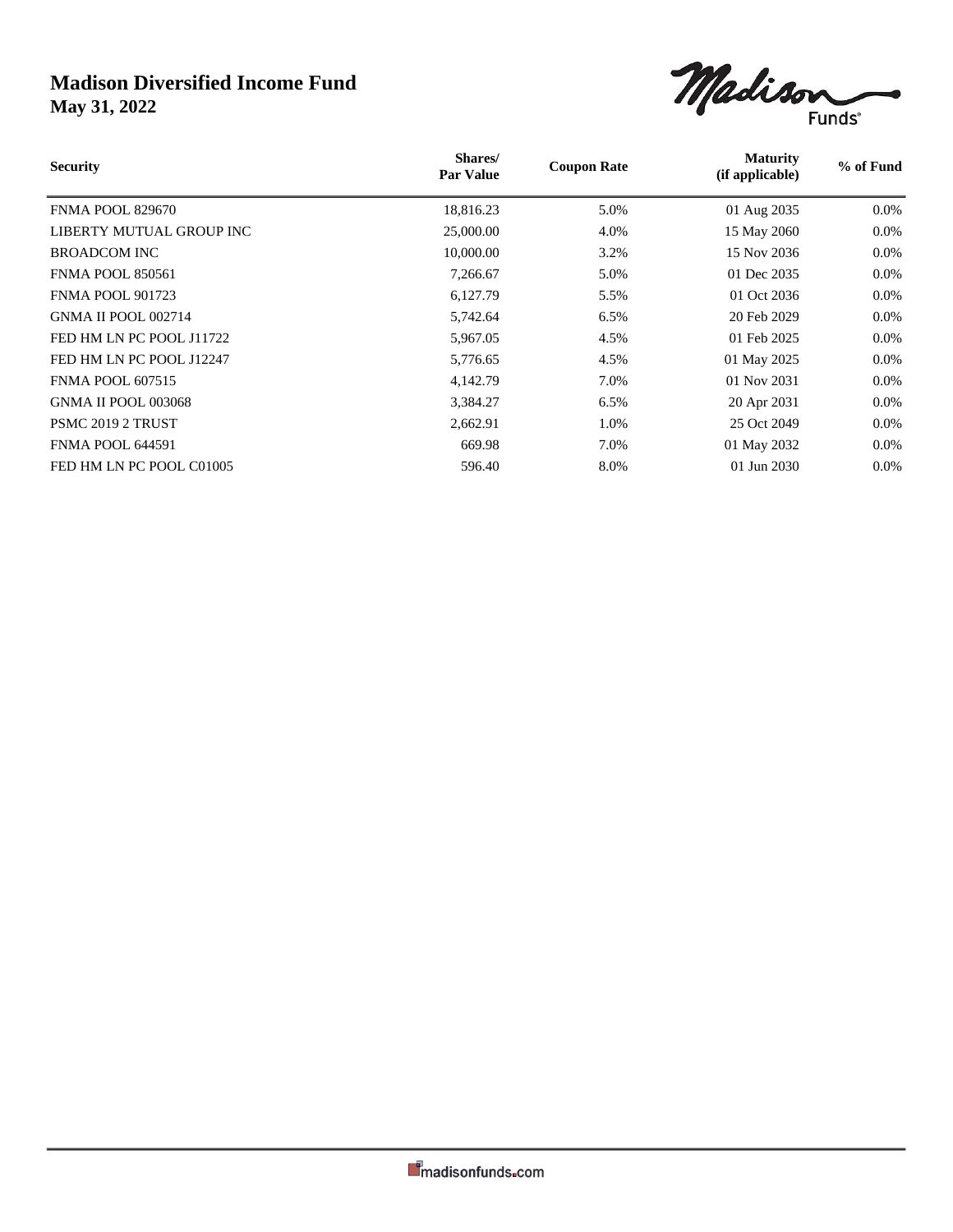# Madison Diversified Income Fund

**May 31, 2022**

| Security | Shares/ Par Value | Coupon Rate | Maturity (if applicable) | % of Fund |
|---|---|---|---|---|
| FNMA POOL 829670 | 18,816.23 | 5.0% | 01 Aug 2035 | 0.0% |
| LIBERTY MUTUAL GROUP INC | 25,000.00 | 4.0% | 15 May 2060 | 0.0% |
| BROADCOM INC | 10,000.00 | 3.2% | 15 Nov 2036 | 0.0% |
| FNMA POOL 850561 | 7,266.67 | 5.0% | 01 Dec 2035 | 0.0% |
| FNMA POOL 901723 | 6,127.79 | 5.5% | 01 Oct 2036 | 0.0% |
| GNMA II POOL 002714 | 5,742.64 | 6.5% | 20 Feb 2029 | 0.0% |
| FED HM LN PC POOL J11722 | 5,967.05 | 4.5% | 01 Feb 2025 | 0.0% |
| FED HM LN PC POOL J12247 | 5,776.65 | 4.5% | 01 May 2025 | 0.0% |
| FNMA POOL 607515 | 4,142.79 | 7.0% | 01 Nov 2031 | 0.0% |
| GNMA II POOL 003068 | 3,384.27 | 6.5% | 20 Apr 2031 | 0.0% |
| PSMC 2019 2 TRUST | 2,662.91 | 1.0% | 25 Oct 2049 | 0.0% |
| FNMA POOL 644591 | 669.98 | 7.0% | 01 May 2032 | 0.0% |
| FED HM LN PC POOL C01005 | 596.40 | 8.0% | 01 Jun 2030 | 0.0% |